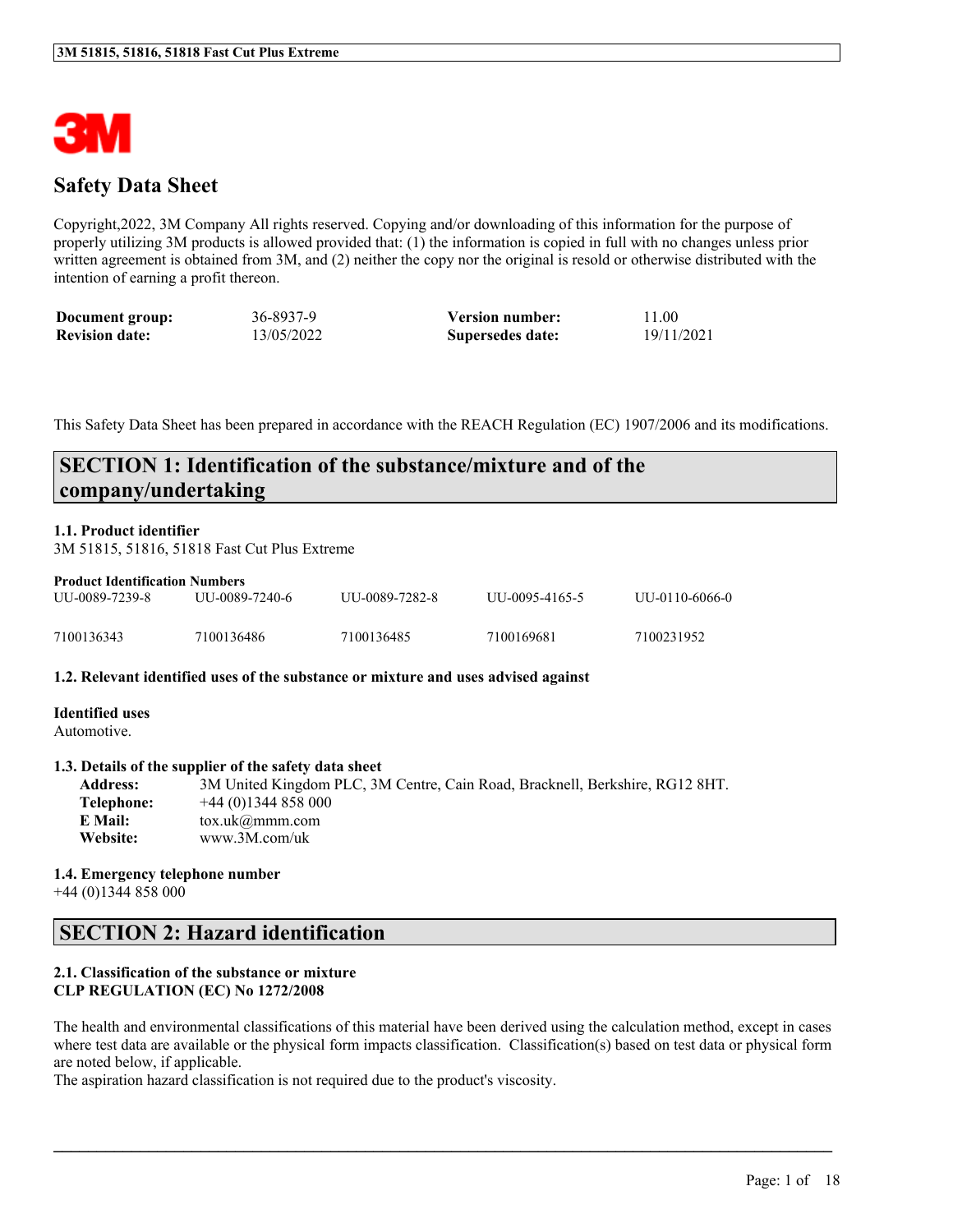# Safety Data Sheet

Copyright,2022, 3M Company All rights reserved. Copying and/or downloading of this information for the purpose of properly utilizing 3M products is allowed provided that: (1) the information is copied in full with no changes unless prior written agreement is obtained from 3M, and (2) neither the copy nor the original is resold or otherwise distributed with the intention of earning a profit thereon.

| **Document group:** | 36-8937-9 | **Version number:** | 11.00 |
|---|---|---|---|
| **Revision date:** | 13/05/2022 | **Supersedes date:** | 19/11/2021 |

This Safety Data Sheet has been prepared in accordance with the REACH Regulation (EC) 1907/2006 and its modifications.

## SECTION 1: Identification of the substance/mixture and of the company/undertaking

### 1.1. Product identifier

3M 51815, 51816, 51818 Fast Cut Plus Extreme

**Product Identification Numbers**

| UU-0089-7239-8 | UU-0089-7240-6 | UU-0089-7282-8 | UU-0095-4165-5 | UU-0110-6066-0 |
|---|---|---|---|---|
| 7100136343 | 7100136486 | 7100136485 | 7100169681 | 7100231952 |

### 1.2. Relevant identified uses of the substance or mixture and uses advised against

**Identified uses**

Automotive.

### 1.3. Details of the supplier of the safety data sheet

**Address:** 3M United Kingdom PLC, 3M Centre, Cain Road, Bracknell, Berkshire, RG12 8HT.
**Telephone:** +44 (0)1344 858 000
**E Mail:** tox.uk@mmm.com
**Website:** www.3M.com/uk

### 1.4. Emergency telephone number

+44 (0)1344 858 000

## SECTION 2: Hazard identification

### 2.1. Classification of the substance or mixture
**CLP REGULATION (EC) No 1272/2008**

The health and environmental classifications of this material have been derived using the calculation method, except in cases where test data are available or the physical form impacts classification. Classification(s) based on test data or physical form are noted below, if applicable.
The aspiration hazard classification is not required due to the product's viscosity.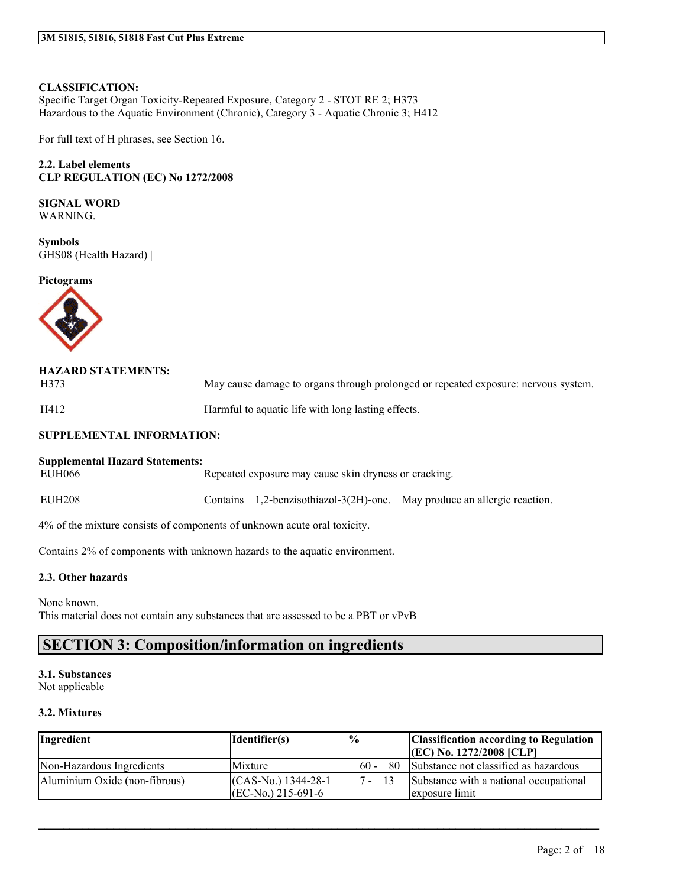**CLASSIFICATION:**
Specific Target Organ Toxicity-Repeated Exposure, Category 2 - STOT RE 2; H373
Hazardous to the Aquatic Environment (Chronic), Category 3 - Aquatic Chronic 3; H412

For full text of H phrases, see Section 16.

**2.2. Label elements**
**CLP REGULATION (EC) No 1272/2008**

**SIGNAL WORD**
WARNING.

**Symbols**
GHS08 (Health Hazard) |

**Pictograms**

**HAZARD STATEMENTS:**

| | |
|---|---|
| H373 | May cause damage to organs through prolonged or repeated exposure: nervous system. |
| H412 | Harmful to aquatic life with long lasting effects. |

**SUPPLEMENTAL INFORMATION:**

**Supplemental Hazard Statements:**

| | |
|---|---|
| EUH066 | Repeated exposure may cause skin dryness or cracking. |
| EUH208 | Contains 1,2-benzisothiazol-3(2H)-one. May produce an allergic reaction. |

4% of the mixture consists of components of unknown acute oral toxicity.

Contains 2% of components with unknown hazards to the aquatic environment.

**2.3. Other hazards**

None known.
This material does not contain any substances that are assessed to be a PBT or vPvB

## SECTION 3: Composition/information on ingredients

**3.1. Substances**
Not applicable

**3.2. Mixtures**

| Ingredient | Identifier(s) | % | Classification according to Regulation (EC) No. 1272/2008 [CLP] |
|---|---|---|---|
| Non-Hazardous Ingredients | Mixture | 60 - 80 | Substance not classified as hazardous |
| Aluminium Oxide (non-fibrous) | (CAS-No.) 1344-28-1 (EC-No.) 215-691-6 | 7 - 13 | Substance with a national occupational exposure limit |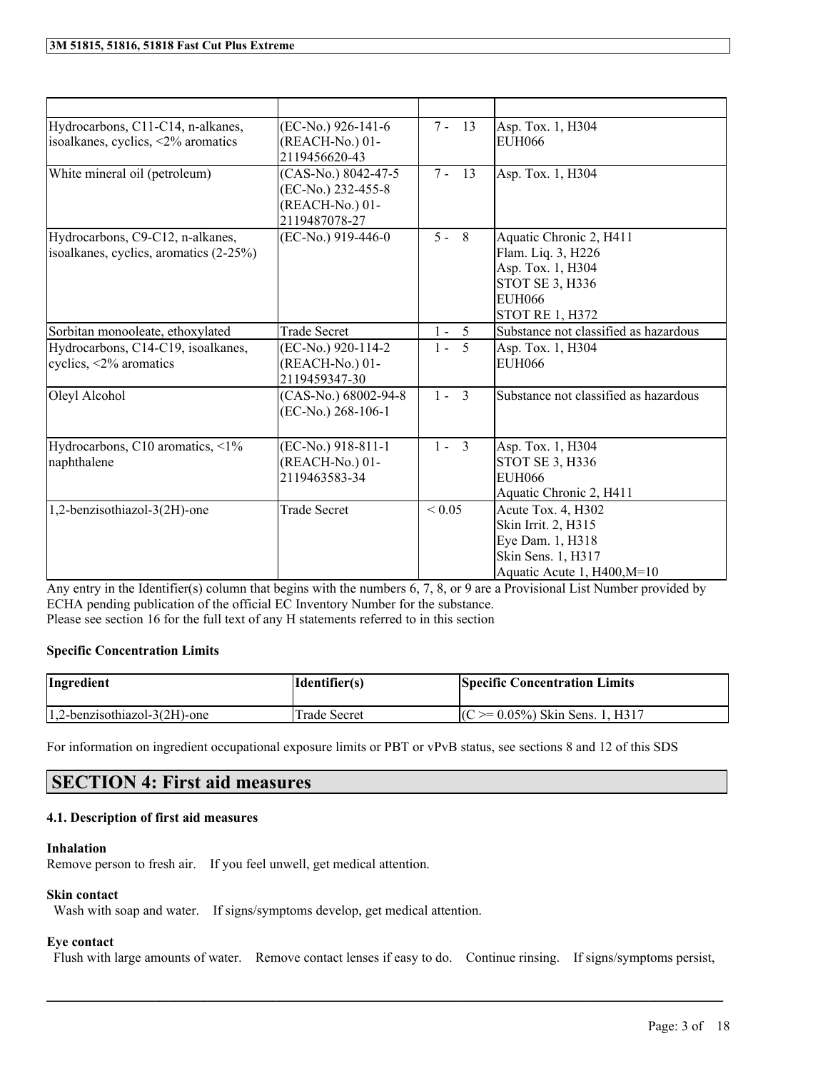| | | | |
|---|---|---|---|
| Hydrocarbons, C11-C14, n-alkanes, isoalkanes, cyclics, <2% aromatics | (EC-No.) 926-141-6 (REACH-No.) 01-2119456620-43 | 7 - 13 | Asp. Tox. 1, H304 EUH066 |
| White mineral oil (petroleum) | (CAS-No.) 8042-47-5 (EC-No.) 232-455-8 (REACH-No.) 01-2119487078-27 | 7 - 13 | Asp. Tox. 1, H304 |
| Hydrocarbons, C9-C12, n-alkanes, isoalkanes, cyclics, aromatics (2-25%) | (EC-No.) 919-446-0 | 5 - 8 | Aquatic Chronic 2, H411 Flam. Liq. 3, H226 Asp. Tox. 1, H304 STOT SE 3, H336 EUH066 STOT RE 1, H372 |
| Sorbitan monooleate, ethoxylated | Trade Secret | 1 - 5 | Substance not classified as hazardous |
| Hydrocarbons, C14-C19, isoalkanes, cyclics, <2% aromatics | (EC-No.) 920-114-2 (REACH-No.) 01-2119459347-30 | 1 - 5 | Asp. Tox. 1, H304 EUH066 |
| Oleyl Alcohol | (CAS-No.) 68002-94-8 (EC-No.) 268-106-1 | 1 - 3 | Substance not classified as hazardous |
| Hydrocarbons, C10 aromatics, <1% naphthalene | (EC-No.) 918-811-1 (REACH-No.) 01-2119463583-34 | 1 - 3 | Asp. Tox. 1, H304 STOT SE 3, H336 EUH066 Aquatic Chronic 2, H411 |
| 1,2-benzisothiazol-3(2H)-one | Trade Secret | < 0.05 | Acute Tox. 4, H302 Skin Irrit. 2, H315 Eye Dam. 1, H318 Skin Sens. 1, H317 Aquatic Acute 1, H400,M=10 |

Any entry in the Identifier(s) column that begins with the numbers 6, 7, 8, or 9 are a Provisional List Number provided by ECHA pending publication of the official EC Inventory Number for the substance.
Please see section 16 for the full text of any H statements referred to in this section

**Specific Concentration Limits**

| Ingredient | Identifier(s) | Specific Concentration Limits |
|---|---|---|
| 1,2-benzisothiazol-3(2H)-one | Trade Secret | (C >= 0.05%) Skin Sens. 1, H317 |

For information on ingredient occupational exposure limits or PBT or vPvB status, see sections 8 and 12 of this SDS

## SECTION 4: First aid measures

**4.1. Description of first aid measures**

**Inhalation**
Remove person to fresh air. If you feel unwell, get medical attention.

**Skin contact**
Wash with soap and water. If signs/symptoms develop, get medical attention.

**Eye contact**
Flush with large amounts of water. Remove contact lenses if easy to do. Continue rinsing. If signs/symptoms persist,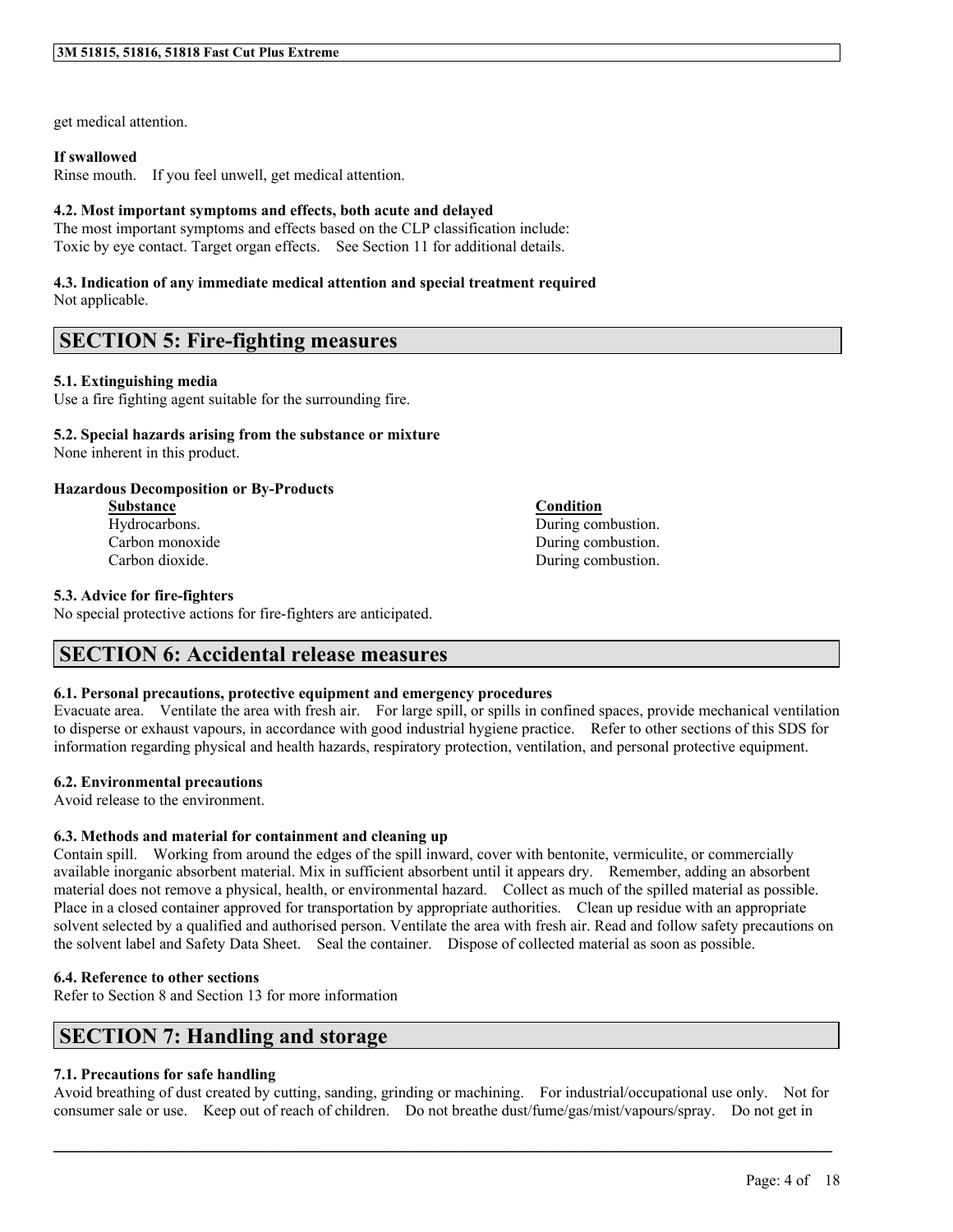get medical attention.

**If swallowed**

Rinse mouth. If you feel unwell, get medical attention.

**4.2. Most important symptoms and effects, both acute and delayed**

The most important symptoms and effects based on the CLP classification include:
Toxic by eye contact. Target organ effects. See Section 11 for additional details.

**4.3. Indication of any immediate medical attention and special treatment required**

Not applicable.

## SECTION 5: Fire-fighting measures

**5.1. Extinguishing media**

Use a fire fighting agent suitable for the surrounding fire.

**5.2. Special hazards arising from the substance or mixture**

None inherent in this product.

**Hazardous Decomposition or By-Products**

| Substance | Condition |
|---|---|
| Hydrocarbons. | During combustion. |
| Carbon monoxide | During combustion. |
| Carbon dioxide. | During combustion. |

**5.3. Advice for fire-fighters**

No special protective actions for fire-fighters are anticipated.

## SECTION 6: Accidental release measures

**6.1. Personal precautions, protective equipment and emergency procedures**

Evacuate area. Ventilate the area with fresh air. For large spill, or spills in confined spaces, provide mechanical ventilation to disperse or exhaust vapours, in accordance with good industrial hygiene practice. Refer to other sections of this SDS for information regarding physical and health hazards, respiratory protection, ventilation, and personal protective equipment.

**6.2. Environmental precautions**

Avoid release to the environment.

**6.3. Methods and material for containment and cleaning up**

Contain spill. Working from around the edges of the spill inward, cover with bentonite, vermiculite, or commercially available inorganic absorbent material. Mix in sufficient absorbent until it appears dry. Remember, adding an absorbent material does not remove a physical, health, or environmental hazard. Collect as much of the spilled material as possible. Place in a closed container approved for transportation by appropriate authorities. Clean up residue with an appropriate solvent selected by a qualified and authorised person. Ventilate the area with fresh air. Read and follow safety precautions on the solvent label and Safety Data Sheet. Seal the container. Dispose of collected material as soon as possible.

**6.4. Reference to other sections**

Refer to Section 8 and Section 13 for more information

## SECTION 7: Handling and storage

**7.1. Precautions for safe handling**

Avoid breathing of dust created by cutting, sanding, grinding or machining. For industrial/occupational use only. Not for consumer sale or use. Keep out of reach of children. Do not breathe dust/fume/gas/mist/vapours/spray. Do not get in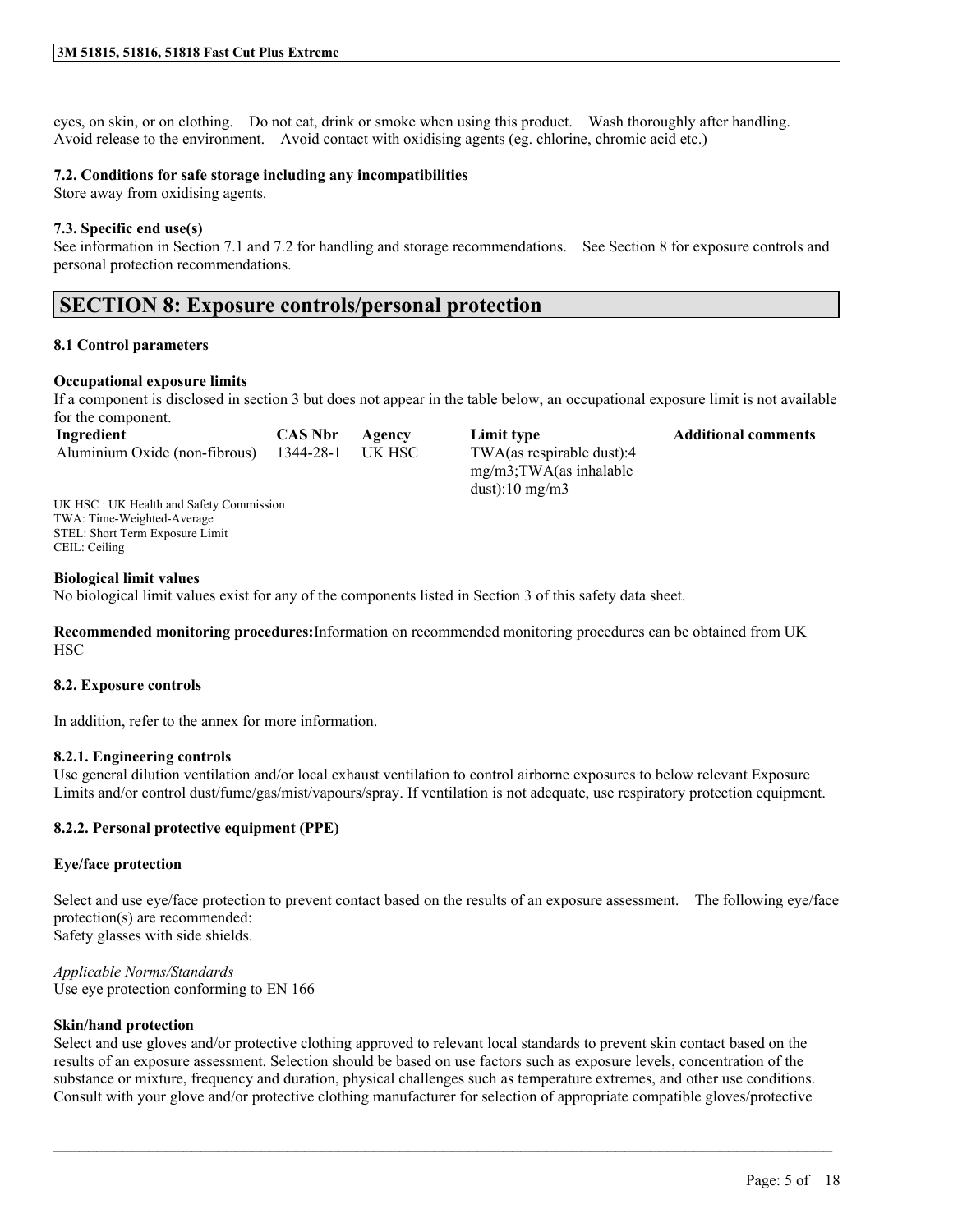eyes, on skin, or on clothing. Do not eat, drink or smoke when using this product. Wash thoroughly after handling. Avoid release to the environment. Avoid contact with oxidising agents (eg. chlorine, chromic acid etc.)

### 7.2. Conditions for safe storage including any incompatibilities

Store away from oxidising agents.

### 7.3. Specific end use(s)

See information in Section 7.1 and 7.2 for handling and storage recommendations. See Section 8 for exposure controls and personal protection recommendations.

## SECTION 8: Exposure controls/personal protection

### 8.1 Control parameters

**Occupational exposure limits**

If a component is disclosed in section 3 but does not appear in the table below, an occupational exposure limit is not available for the component.

| Ingredient | CAS Nbr | Agency | Limit type | Additional comments |
| --- | --- | --- | --- | --- |
| Aluminium Oxide (non-fibrous) | 1344-28-1 | UK HSC | TWA(as respirable dust):4 mg/m3;TWA(as inhalable dust):10 mg/m3 | |

UK HSC : UK Health and Safety Commission
TWA: Time-Weighted-Average
STEL: Short Term Exposure Limit
CEIL: Ceiling

**Biological limit values**

No biological limit values exist for any of the components listed in Section 3 of this safety data sheet.

**Recommended monitoring procedures:**Information on recommended monitoring procedures can be obtained from UK HSC

### 8.2. Exposure controls

In addition, refer to the annex for more information.

### 8.2.1. Engineering controls

Use general dilution ventilation and/or local exhaust ventilation to control airborne exposures to below relevant Exposure Limits and/or control dust/fume/gas/mist/vapours/spray. If ventilation is not adequate, use respiratory protection equipment.

### 8.2.2. Personal protective equipment (PPE)

**Eye/face protection**

Select and use eye/face protection to prevent contact based on the results of an exposure assessment. The following eye/face protection(s) are recommended:
Safety glasses with side shields.

*Applicable Norms/Standards*
Use eye protection conforming to EN 166

**Skin/hand protection**

Select and use gloves and/or protective clothing approved to relevant local standards to prevent skin contact based on the results of an exposure assessment. Selection should be based on use factors such as exposure levels, concentration of the substance or mixture, frequency and duration, physical challenges such as temperature extremes, and other use conditions. Consult with your glove and/or protective clothing manufacturer for selection of appropriate compatible gloves/protective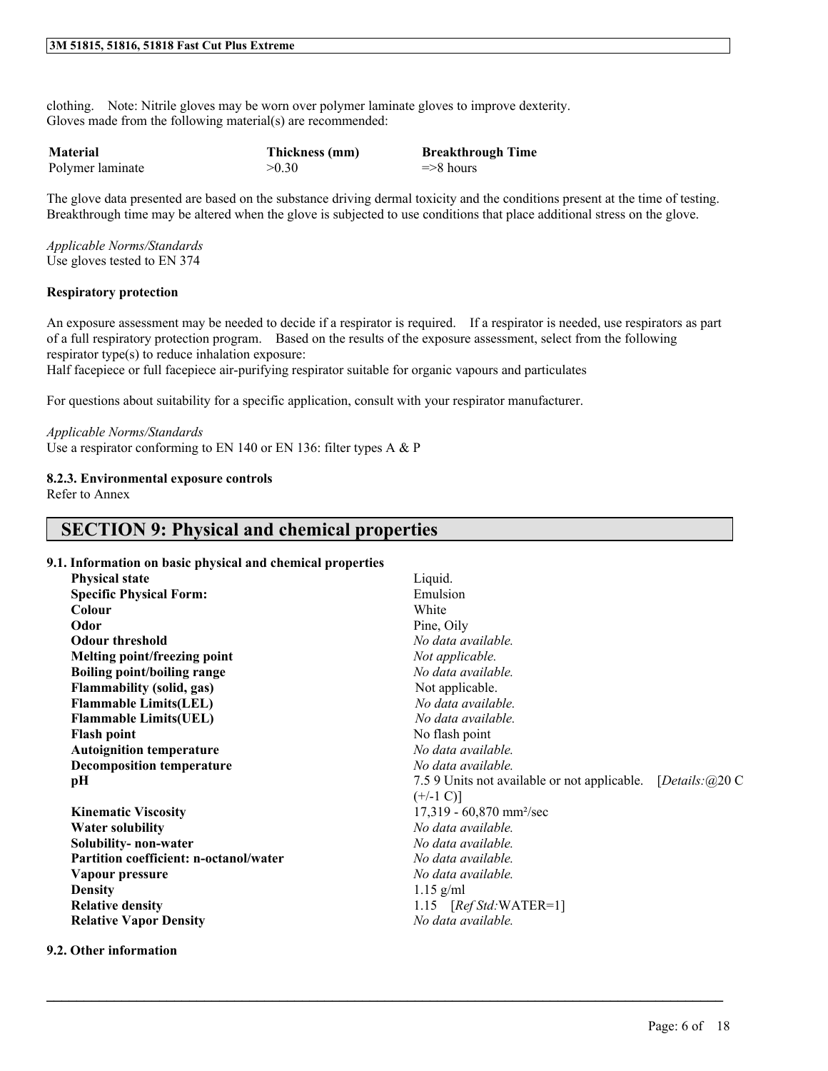clothing. Note: Nitrile gloves may be worn over polymer laminate gloves to improve dexterity.
Gloves made from the following material(s) are recommended:

| Material | Thickness (mm) | Breakthrough Time |
|---|---|---|
| Polymer laminate | >0.30 | =>8 hours |

The glove data presented are based on the substance driving dermal toxicity and the conditions present at the time of testing. Breakthrough time may be altered when the glove is subjected to use conditions that place additional stress on the glove.

*Applicable Norms/Standards*
Use gloves tested to EN 374

**Respiratory protection**

An exposure assessment may be needed to decide if a respirator is required. If a respirator is needed, use respirators as part of a full respiratory protection program. Based on the results of the exposure assessment, select from the following respirator type(s) to reduce inhalation exposure:
Half facepiece or full facepiece air-purifying respirator suitable for organic vapours and particulates

For questions about suitability for a specific application, consult with your respirator manufacturer.

*Applicable Norms/Standards*
Use a respirator conforming to EN 140 or EN 136: filter types A & P

**8.2.3. Environmental exposure controls**
Refer to Annex

# SECTION 9: Physical and chemical properties

**9.1. Information on basic physical and chemical properties**

| | |
|---|---|
| **Physical state** | Liquid. |
| **Specific Physical Form:** | Emulsion |
| **Colour** | White |
| **Odor** | Pine, Oily |
| **Odour threshold** | *No data available.* |
| **Melting point/freezing point** | *Not applicable.* |
| **Boiling point/boiling range** | *No data available.* |
| **Flammability (solid, gas)** | Not applicable. |
| **Flammable Limits(LEL)** | *No data available.* |
| **Flammable Limits(UEL)** | *No data available.* |
| **Flash point** | No flash point |
| **Autoignition temperature** | *No data available.* |
| **Decomposition temperature** | *No data available.* |
| **pH** | 7.5 9 Units not available or not applicable. [*Details:*@20 C (+/-1 C)] |
| **Kinematic Viscosity** | 17,319 - 60,870 mm²/sec |
| **Water solubility** | *No data available.* |
| **Solubility- non-water** | *No data available.* |
| **Partition coefficient: n-octanol/water** | *No data available.* |
| **Vapour pressure** | *No data available.* |
| **Density** | 1.15 g/ml |
| **Relative density** | 1.15 [*Ref Std:*WATER=1] |
| **Relative Vapor Density** | *No data available.* |

**9.2. Other information**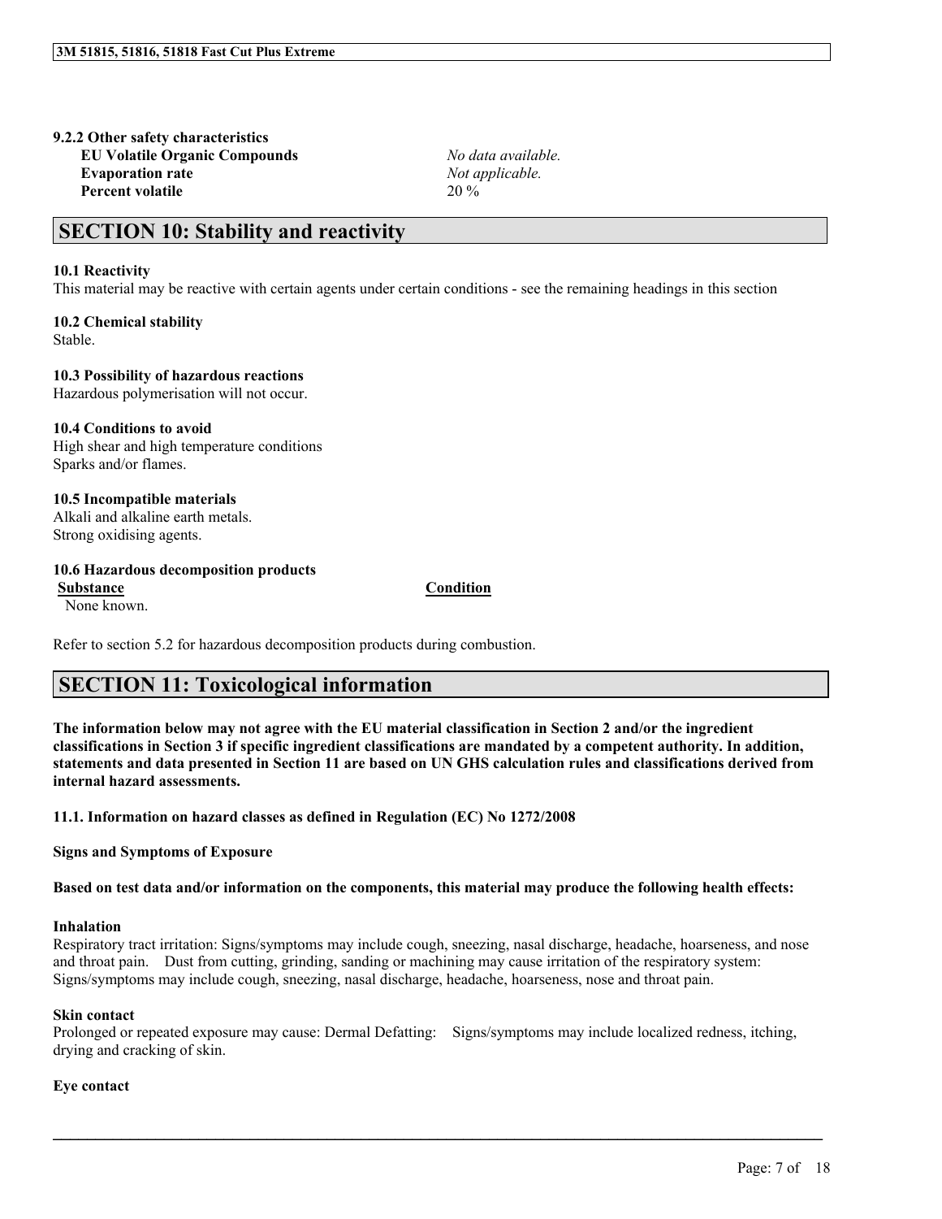**9.2.2 Other safety characteristics**

| | |
|---|---|
| **EU Volatile Organic Compounds** | *No data available.* |
| **Evaporation rate** | *Not applicable.* |
| **Percent volatile** | 20 % |

## SECTION 10: Stability and reactivity

**10.1 Reactivity**
This material may be reactive with certain agents under certain conditions - see the remaining headings in this section

**10.2 Chemical stability**
Stable.

**10.3 Possibility of hazardous reactions**
Hazardous polymerisation will not occur.

**10.4 Conditions to avoid**
High shear and high temperature conditions
Sparks and/or flames.

**10.5 Incompatible materials**
Alkali and alkaline earth metals.
Strong oxidising agents.

**10.6 Hazardous decomposition products**

| Substance | Condition |
|---|---|
| None known. | |

Refer to section 5.2 for hazardous decomposition products during combustion.

## SECTION 11: Toxicological information

**The information below may not agree with the EU material classification in Section 2 and/or the ingredient classifications in Section 3 if specific ingredient classifications are mandated by a competent authority. In addition, statements and data presented in Section 11 are based on UN GHS calculation rules and classifications derived from internal hazard assessments.**

**11.1. Information on hazard classes as defined in Regulation (EC) No 1272/2008**

**Signs and Symptoms of Exposure**

**Based on test data and/or information on the components, this material may produce the following health effects:**

**Inhalation**
Respiratory tract irritation: Signs/symptoms may include cough, sneezing, nasal discharge, headache, hoarseness, and nose and throat pain. Dust from cutting, grinding, sanding or machining may cause irritation of the respiratory system: Signs/symptoms may include cough, sneezing, nasal discharge, headache, hoarseness, nose and throat pain.

**Skin contact**
Prolonged or repeated exposure may cause: Dermal Defatting: Signs/symptoms may include localized redness, itching, drying and cracking of skin.

**Eye contact**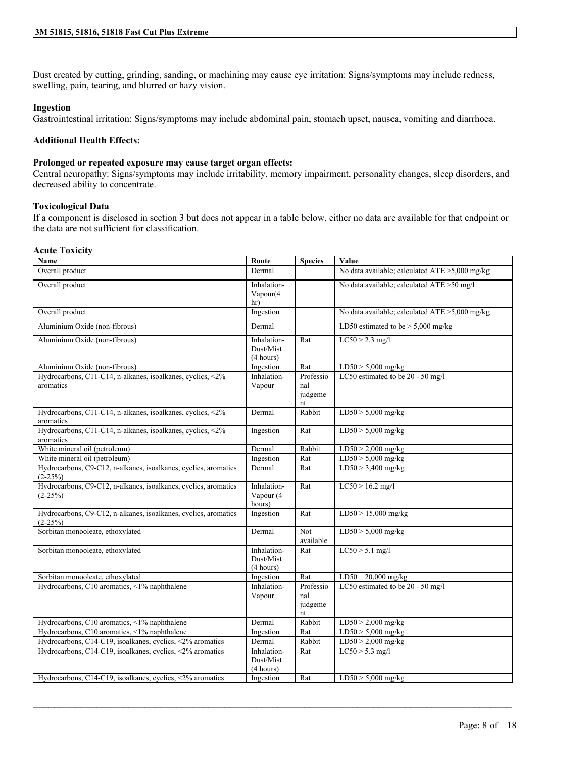Dust created by cutting, grinding, sanding, or machining may cause eye irritation: Signs/symptoms may include redness, swelling, pain, tearing, and blurred or hazy vision.

**Ingestion**

Gastrointestinal irritation: Signs/symptoms may include abdominal pain, stomach upset, nausea, vomiting and diarrhoea.

**Additional Health Effects:**

**Prolonged or repeated exposure may cause target organ effects:**

Central neuropathy: Signs/symptoms may include irritability, memory impairment, personality changes, sleep disorders, and decreased ability to concentrate.

**Toxicological Data**

If a component is disclosed in section 3 but does not appear in a table below, either no data are available for that endpoint or the data are not sufficient for classification.

**Acute Toxicity**

| Name | Route | Species | Value |
|---|---|---|---|
| Overall product | Dermal | | No data available; calculated ATE >5,000 mg/kg |
| Overall product | Inhalation-Vapour(4 hr) | | No data available; calculated ATE >50 mg/l |
| Overall product | Ingestion | | No data available; calculated ATE >5,000 mg/kg |
| Aluminium Oxide (non-fibrous) | Dermal | | LD50 estimated to be > 5,000 mg/kg |
| Aluminium Oxide (non-fibrous) | Inhalation-Dust/Mist (4 hours) | Rat | LC50 > 2.3 mg/l |
| Aluminium Oxide (non-fibrous) | Ingestion | Rat | LD50 > 5,000 mg/kg |
| Hydrocarbons, C11-C14, n-alkanes, isoalkanes, cyclics, <2% aromatics | Inhalation-Vapour | Professional judgement | LC50 estimated to be 20 - 50 mg/l |
| Hydrocarbons, C11-C14, n-alkanes, isoalkanes, cyclics, <2% aromatics | Dermal | Rabbit | LD50 > 5,000 mg/kg |
| Hydrocarbons, C11-C14, n-alkanes, isoalkanes, cyclics, <2% aromatics | Ingestion | Rat | LD50 > 5,000 mg/kg |
| White mineral oil (petroleum) | Dermal | Rabbit | LD50 > 2,000 mg/kg |
| White mineral oil (petroleum) | Ingestion | Rat | LD50 > 5,000 mg/kg |
| Hydrocarbons, C9-C12, n-alkanes, isoalkanes, cyclics, aromatics (2-25%) | Dermal | Rat | LD50 > 3,400 mg/kg |
| Hydrocarbons, C9-C12, n-alkanes, isoalkanes, cyclics, aromatics (2-25%) | Inhalation-Vapour (4 hours) | Rat | LC50 > 16.2 mg/l |
| Hydrocarbons, C9-C12, n-alkanes, isoalkanes, cyclics, aromatics (2-25%) | Ingestion | Rat | LD50 > 15,000 mg/kg |
| Sorbitan monooleate, ethoxylated | Dermal | Not available | LD50 > 5,000 mg/kg |
| Sorbitan monooleate, ethoxylated | Inhalation-Dust/Mist (4 hours) | Rat | LC50 > 5.1 mg/l |
| Sorbitan monooleate, ethoxylated | Ingestion | Rat | LD50 20,000 mg/kg |
| Hydrocarbons, C10 aromatics, <1% naphthalene | Inhalation-Vapour | Professional judgement | LC50 estimated to be 20 - 50 mg/l |
| Hydrocarbons, C10 aromatics, <1% naphthalene | Dermal | Rabbit | LD50 > 2,000 mg/kg |
| Hydrocarbons, C10 aromatics, <1% naphthalene | Ingestion | Rat | LD50 > 5,000 mg/kg |
| Hydrocarbons, C14-C19, isoalkanes, cyclics, <2% aromatics | Dermal | Rabbit | LD50 > 2,000 mg/kg |
| Hydrocarbons, C14-C19, isoalkanes, cyclics, <2% aromatics | Inhalation-Dust/Mist (4 hours) | Rat | LC50 > 5.3 mg/l |
| Hydrocarbons, C14-C19, isoalkanes, cyclics, <2% aromatics | Ingestion | Rat | LD50 > 5,000 mg/kg |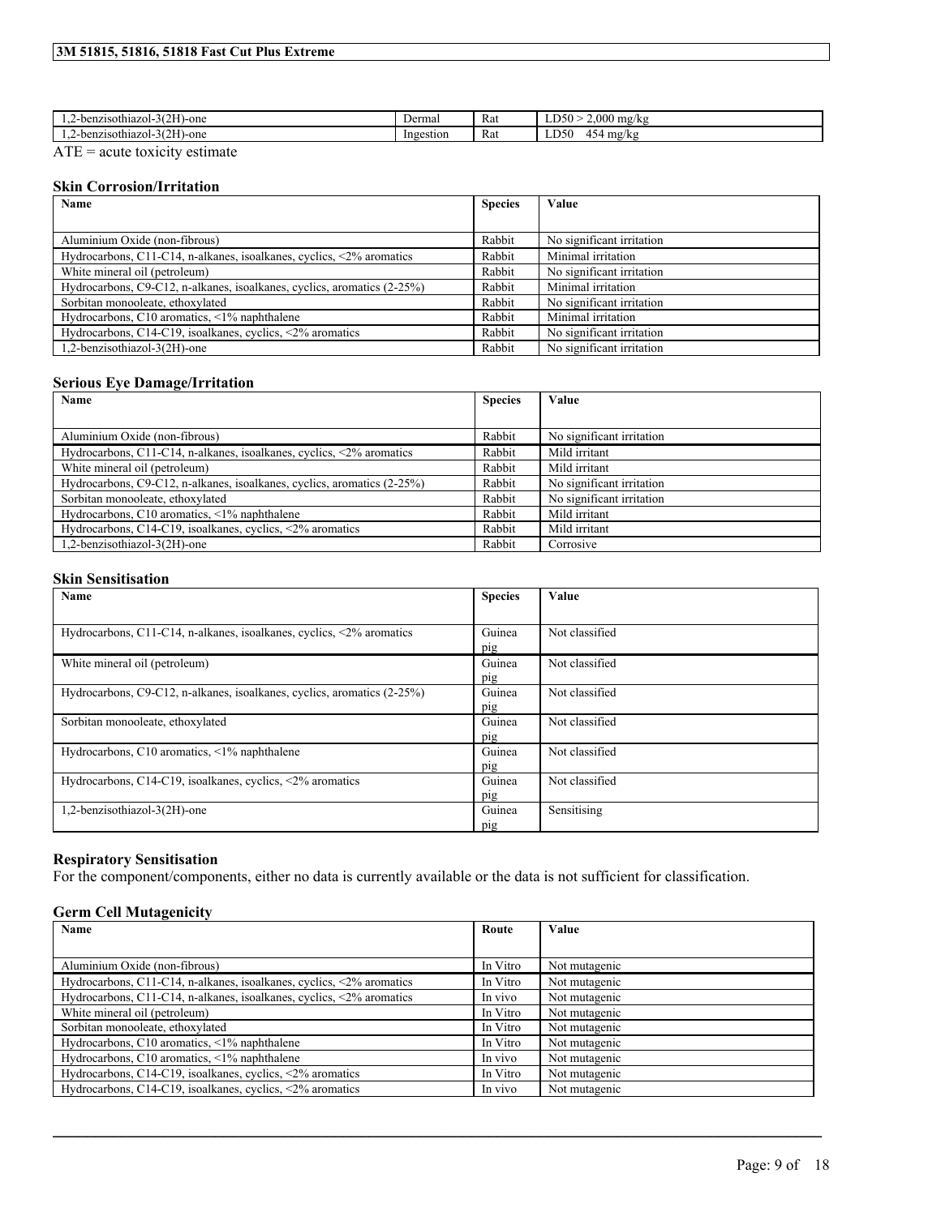| | | | |
|---|---|---|---|
| 1,2-benzisothiazol-3(2H)-one | Dermal | Rat | LD50 > 2,000 mg/kg |
| 1,2-benzisothiazol-3(2H)-one | Ingestion | Rat | LD50 454 mg/kg |

ATE = acute toxicity estimate

### Skin Corrosion/Irritation

| Name | Species | Value |
|---|---|---|
| Aluminium Oxide (non-fibrous) | Rabbit | No significant irritation |
| Hydrocarbons, C11-C14, n-alkanes, isoalkanes, cyclics, <2% aromatics | Rabbit | Minimal irritation |
| White mineral oil (petroleum) | Rabbit | No significant irritation |
| Hydrocarbons, C9-C12, n-alkanes, isoalkanes, cyclics, aromatics (2-25%) | Rabbit | Minimal irritation |
| Sorbitan monooleate, ethoxylated | Rabbit | No significant irritation |
| Hydrocarbons, C10 aromatics, <1% naphthalene | Rabbit | Minimal irritation |
| Hydrocarbons, C14-C19, isoalkanes, cyclics, <2% aromatics | Rabbit | No significant irritation |
| 1,2-benzisothiazol-3(2H)-one | Rabbit | No significant irritation |

### Serious Eye Damage/Irritation

| Name | Species | Value |
|---|---|---|
| Aluminium Oxide (non-fibrous) | Rabbit | No significant irritation |
| Hydrocarbons, C11-C14, n-alkanes, isoalkanes, cyclics, <2% aromatics | Rabbit | Mild irritant |
| White mineral oil (petroleum) | Rabbit | Mild irritant |
| Hydrocarbons, C9-C12, n-alkanes, isoalkanes, cyclics, aromatics (2-25%) | Rabbit | No significant irritation |
| Sorbitan monooleate, ethoxylated | Rabbit | No significant irritation |
| Hydrocarbons, C10 aromatics, <1% naphthalene | Rabbit | Mild irritant |
| Hydrocarbons, C14-C19, isoalkanes, cyclics, <2% aromatics | Rabbit | Mild irritant |
| 1,2-benzisothiazol-3(2H)-one | Rabbit | Corrosive |

### Skin Sensitisation

| Name | Species | Value |
|---|---|---|
| Hydrocarbons, C11-C14, n-alkanes, isoalkanes, cyclics, <2% aromatics | Guinea pig | Not classified |
| White mineral oil (petroleum) | Guinea pig | Not classified |
| Hydrocarbons, C9-C12, n-alkanes, isoalkanes, cyclics, aromatics (2-25%) | Guinea pig | Not classified |
| Sorbitan monooleate, ethoxylated | Guinea pig | Not classified |
| Hydrocarbons, C10 aromatics, <1% naphthalene | Guinea pig | Not classified |
| Hydrocarbons, C14-C19, isoalkanes, cyclics, <2% aromatics | Guinea pig | Not classified |
| 1,2-benzisothiazol-3(2H)-one | Guinea pig | Sensitising |

### Respiratory Sensitisation

For the component/components, either no data is currently available or the data is not sufficient for classification.

### Germ Cell Mutagenicity

| Name | Route | Value |
|---|---|---|
| Aluminium Oxide (non-fibrous) | In Vitro | Not mutagenic |
| Hydrocarbons, C11-C14, n-alkanes, isoalkanes, cyclics, <2% aromatics | In Vitro | Not mutagenic |
| Hydrocarbons, C11-C14, n-alkanes, isoalkanes, cyclics, <2% aromatics | In vivo | Not mutagenic |
| White mineral oil (petroleum) | In Vitro | Not mutagenic |
| Sorbitan monooleate, ethoxylated | In Vitro | Not mutagenic |
| Hydrocarbons, C10 aromatics, <1% naphthalene | In Vitro | Not mutagenic |
| Hydrocarbons, C10 aromatics, <1% naphthalene | In vivo | Not mutagenic |
| Hydrocarbons, C14-C19, isoalkanes, cyclics, <2% aromatics | In Vitro | Not mutagenic |
| Hydrocarbons, C14-C19, isoalkanes, cyclics, <2% aromatics | In vivo | Not mutagenic |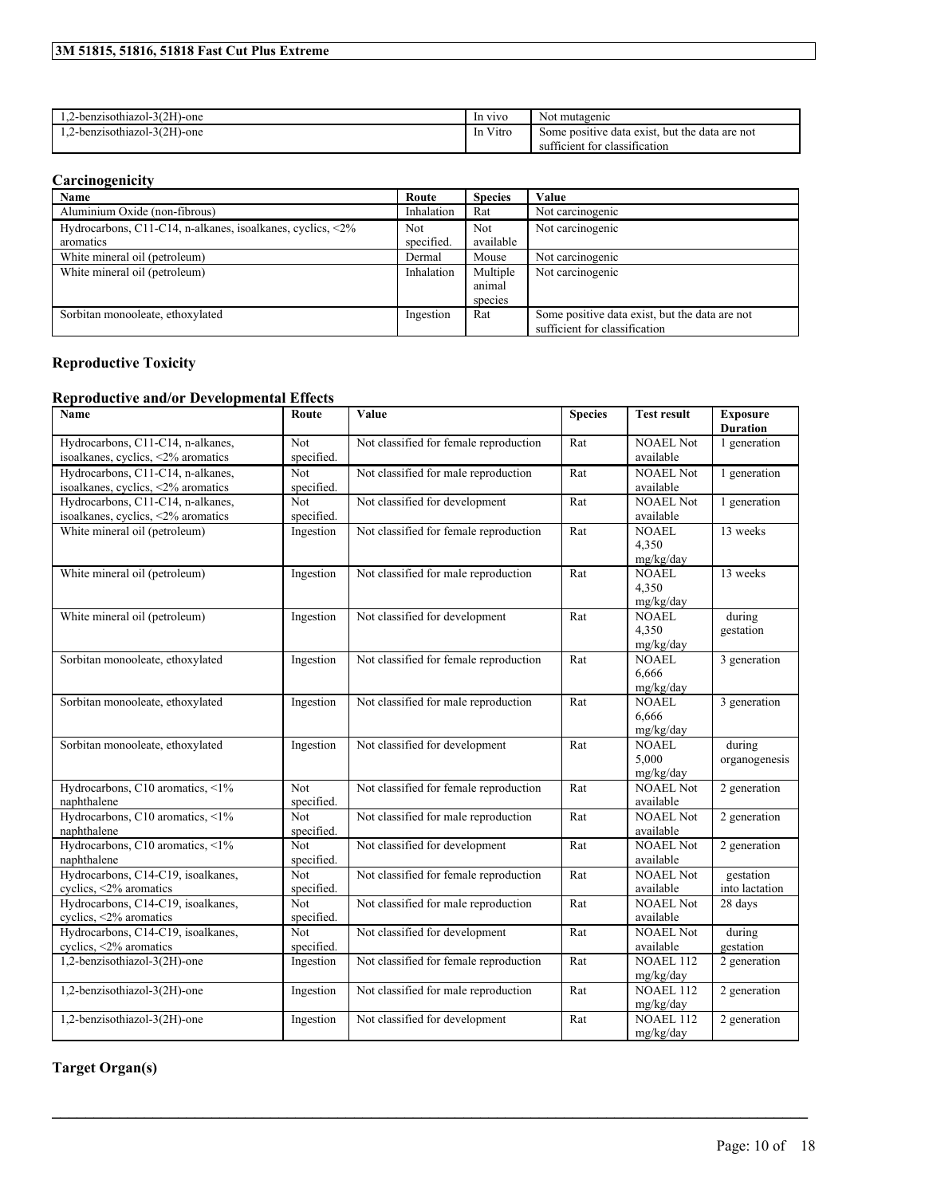| | | |
|---|---|---|
| 1,2-benzisothiazol-3(2H)-one | In vivo | Not mutagenic |
| 1,2-benzisothiazol-3(2H)-one | In Vitro | Some positive data exist, but the data are not sufficient for classification |

## Carcinogenicity

| Name | Route | Species | Value |
|---|---|---|---|
| Aluminium Oxide (non-fibrous) | Inhalation | Rat | Not carcinogenic |
| Hydrocarbons, C11-C14, n-alkanes, isoalkanes, cyclics, <2% aromatics | Not specified. | Not available | Not carcinogenic |
| White mineral oil (petroleum) | Dermal | Mouse | Not carcinogenic |
| White mineral oil (petroleum) | Inhalation | Multiple animal species | Not carcinogenic |
| Sorbitan monooleate, ethoxylated | Ingestion | Rat | Some positive data exist, but the data are not sufficient for classification |

## Reproductive Toxicity

### Reproductive and/or Developmental Effects

| Name | Route | Value | Species | Test result | Exposure Duration |
|---|---|---|---|---|---|
| Hydrocarbons, C11-C14, n-alkanes, isoalkanes, cyclics, <2% aromatics | Not specified. | Not classified for female reproduction | Rat | NOAEL Not available | 1 generation |
| Hydrocarbons, C11-C14, n-alkanes, isoalkanes, cyclics, <2% aromatics | Not specified. | Not classified for male reproduction | Rat | NOAEL Not available | 1 generation |
| Hydrocarbons, C11-C14, n-alkanes, isoalkanes, cyclics, <2% aromatics | Not specified. | Not classified for development | Rat | NOAEL Not available | 1 generation |
| White mineral oil (petroleum) | Ingestion | Not classified for female reproduction | Rat | NOAEL 4,350 mg/kg/day | 13 weeks |
| White mineral oil (petroleum) | Ingestion | Not classified for male reproduction | Rat | NOAEL 4,350 mg/kg/day | 13 weeks |
| White mineral oil (petroleum) | Ingestion | Not classified for development | Rat | NOAEL 4,350 mg/kg/day | during gestation |
| Sorbitan monooleate, ethoxylated | Ingestion | Not classified for female reproduction | Rat | NOAEL 6,666 mg/kg/day | 3 generation |
| Sorbitan monooleate, ethoxylated | Ingestion | Not classified for male reproduction | Rat | NOAEL 6,666 mg/kg/day | 3 generation |
| Sorbitan monooleate, ethoxylated | Ingestion | Not classified for development | Rat | NOAEL 5,000 mg/kg/day | during organogenesis |
| Hydrocarbons, C10 aromatics, <1% naphthalene | Not specified. | Not classified for female reproduction | Rat | NOAEL Not available | 2 generation |
| Hydrocarbons, C10 aromatics, <1% naphthalene | Not specified. | Not classified for male reproduction | Rat | NOAEL Not available | 2 generation |
| Hydrocarbons, C10 aromatics, <1% naphthalene | Not specified. | Not classified for development | Rat | NOAEL Not available | 2 generation |
| Hydrocarbons, C14-C19, isoalkanes, cyclics, <2% aromatics | Not specified. | Not classified for female reproduction | Rat | NOAEL Not available | gestation into lactation |
| Hydrocarbons, C14-C19, isoalkanes, cyclics, <2% aromatics | Not specified. | Not classified for male reproduction | Rat | NOAEL Not available | 28 days |
| Hydrocarbons, C14-C19, isoalkanes, cyclics, <2% aromatics | Not specified. | Not classified for development | Rat | NOAEL Not available | during gestation |
| 1,2-benzisothiazol-3(2H)-one | Ingestion | Not classified for female reproduction | Rat | NOAEL 112 mg/kg/day | 2 generation |
| 1,2-benzisothiazol-3(2H)-one | Ingestion | Not classified for male reproduction | Rat | NOAEL 112 mg/kg/day | 2 generation |
| 1,2-benzisothiazol-3(2H)-one | Ingestion | Not classified for development | Rat | NOAEL 112 mg/kg/day | 2 generation |

## Target Organ(s)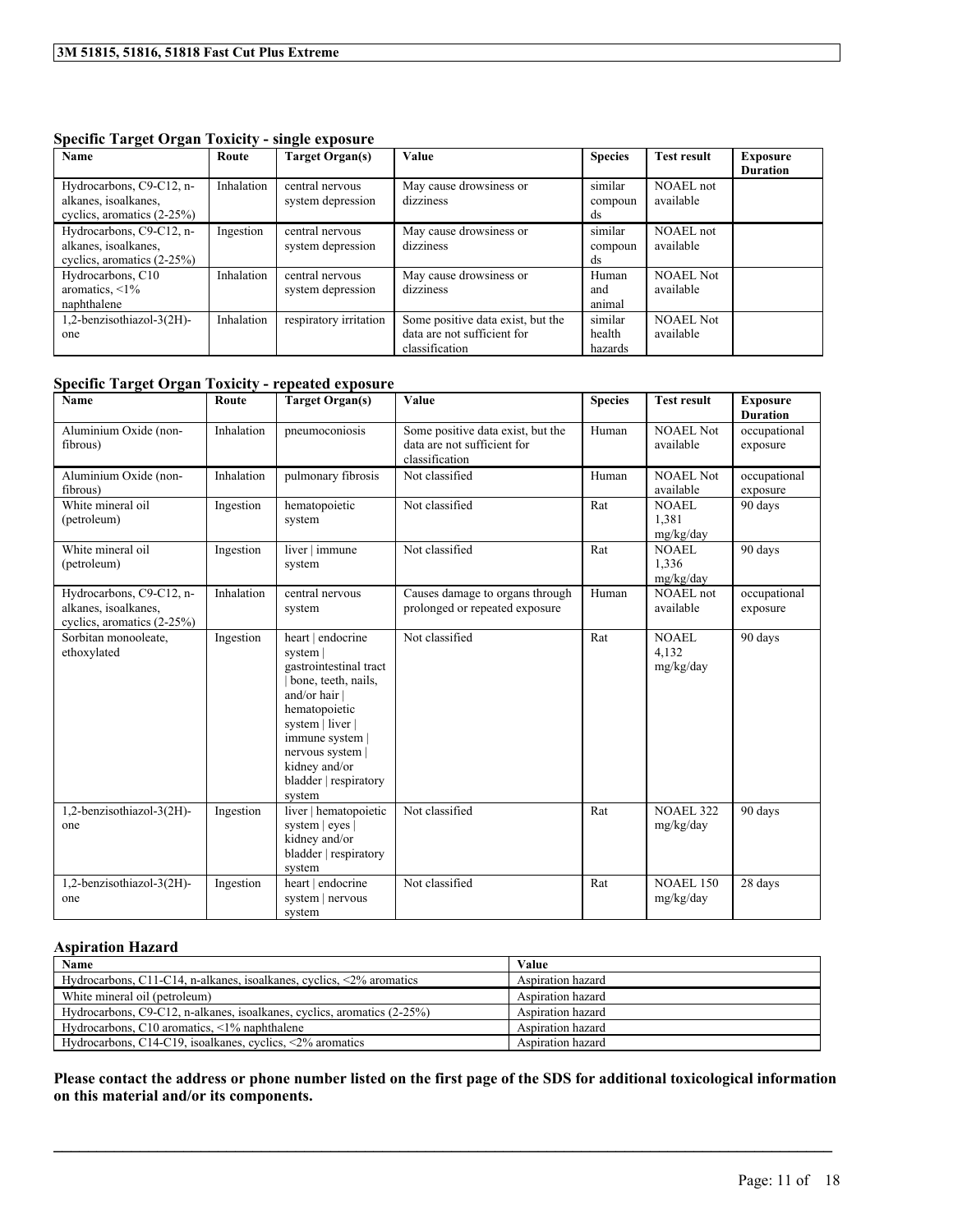### Specific Target Organ Toxicity - single exposure

| Name | Route | Target Organ(s) | Value | Species | Test result | Exposure Duration |
|---|---|---|---|---|---|---|
| Hydrocarbons, C9-C12, n-alkanes, isoalkanes, cyclics, aromatics (2-25%) | Inhalation | central nervous system depression | May cause drowsiness or dizziness | similar compounds | NOAEL not available | |
| Hydrocarbons, C9-C12, n-alkanes, isoalkanes, cyclics, aromatics (2-25%) | Ingestion | central nervous system depression | May cause drowsiness or dizziness | similar compounds | NOAEL not available | |
| Hydrocarbons, C10 aromatics, <1% naphthalene | Inhalation | central nervous system depression | May cause drowsiness or dizziness | Human and animal | NOAEL Not available | |
| 1,2-benzisothiazol-3(2H)-one | Inhalation | respiratory irritation | Some positive data exist, but the data are not sufficient for classification | similar health hazards | NOAEL Not available | |

### Specific Target Organ Toxicity - repeated exposure

| Name | Route | Target Organ(s) | Value | Species | Test result | Exposure Duration |
|---|---|---|---|---|---|---|
| Aluminium Oxide (non-fibrous) | Inhalation | pneumoconiosis | Some positive data exist, but the data are not sufficient for classification | Human | NOAEL Not available | occupational exposure |
| Aluminium Oxide (non-fibrous) | Inhalation | pulmonary fibrosis | Not classified | Human | NOAEL Not available | occupational exposure |
| White mineral oil (petroleum) | Ingestion | hematopoietic system | Not classified | Rat | NOAEL 1,381 mg/kg/day | 90 days |
| White mineral oil (petroleum) | Ingestion | liver \| immune system | Not classified | Rat | NOAEL 1,336 mg/kg/day | 90 days |
| Hydrocarbons, C9-C12, n-alkanes, isoalkanes, cyclics, aromatics (2-25%) | Inhalation | central nervous system | Causes damage to organs through prolonged or repeated exposure | Human | NOAEL not available | occupational exposure |
| Sorbitan monooleate, ethoxylated | Ingestion | heart \| endocrine system \| gastrointestinal tract \| bone, teeth, nails, and/or hair \| hematopoietic system \| liver \| immune system \| nervous system \| kidney and/or bladder \| respiratory system | Not classified | Rat | NOAEL 4,132 mg/kg/day | 90 days |
| 1,2-benzisothiazol-3(2H)-one | Ingestion | liver \| hematopoietic system \| eyes \| kidney and/or bladder \| respiratory system | Not classified | Rat | NOAEL 322 mg/kg/day | 90 days |
| 1,2-benzisothiazol-3(2H)-one | Ingestion | heart \| endocrine system \| nervous system | Not classified | Rat | NOAEL 150 mg/kg/day | 28 days |

### Aspiration Hazard

| Name | Value |
|---|---|
| Hydrocarbons, C11-C14, n-alkanes, isoalkanes, cyclics, <2% aromatics | Aspiration hazard |
| White mineral oil (petroleum) | Aspiration hazard |
| Hydrocarbons, C9-C12, n-alkanes, isoalkanes, cyclics, aromatics (2-25%) | Aspiration hazard |
| Hydrocarbons, C10 aromatics, <1% naphthalene | Aspiration hazard |
| Hydrocarbons, C14-C19, isoalkanes, cyclics, <2% aromatics | Aspiration hazard |

**Please contact the address or phone number listed on the first page of the SDS for additional toxicological information on this material and/or its components.**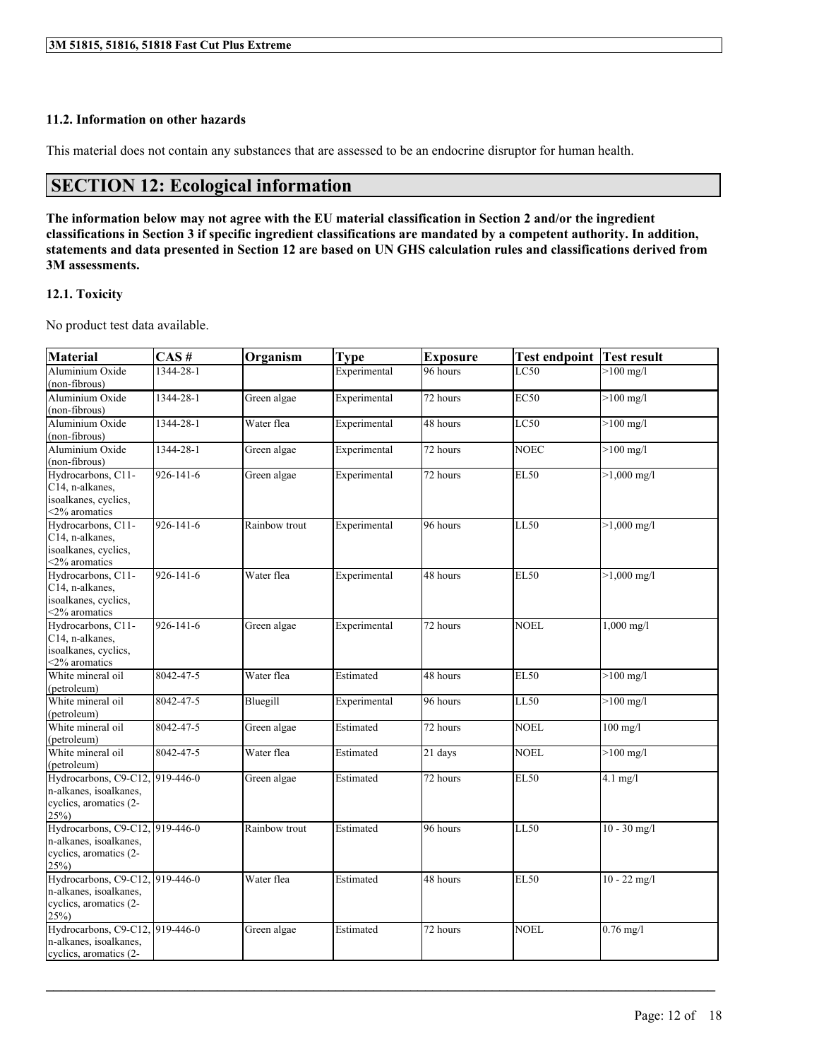### 11.2. Information on other hazards

This material does not contain any substances that are assessed to be an endocrine disruptor for human health.

## SECTION 12: Ecological information

**The information below may not agree with the EU material classification in Section 2 and/or the ingredient classifications in Section 3 if specific ingredient classifications are mandated by a competent authority. In addition, statements and data presented in Section 12 are based on UN GHS calculation rules and classifications derived from 3M assessments.**

### 12.1. Toxicity

No product test data available.

| Material | CAS # | Organism | Type | Exposure | Test endpoint | Test result |
|---|---|---|---|---|---|---|
| Aluminium Oxide (non-fibrous) | 1344-28-1 | | Experimental | 96 hours | LC50 | >100 mg/l |
| Aluminium Oxide (non-fibrous) | 1344-28-1 | Green algae | Experimental | 72 hours | EC50 | >100 mg/l |
| Aluminium Oxide (non-fibrous) | 1344-28-1 | Water flea | Experimental | 48 hours | LC50 | >100 mg/l |
| Aluminium Oxide (non-fibrous) | 1344-28-1 | Green algae | Experimental | 72 hours | NOEC | >100 mg/l |
| Hydrocarbons, C11-C14, n-alkanes, isoalkanes, cyclics, <2% aromatics | 926-141-6 | Green algae | Experimental | 72 hours | EL50 | >1,000 mg/l |
| Hydrocarbons, C11-C14, n-alkanes, isoalkanes, cyclics, <2% aromatics | 926-141-6 | Rainbow trout | Experimental | 96 hours | LL50 | >1,000 mg/l |
| Hydrocarbons, C11-C14, n-alkanes, isoalkanes, cyclics, <2% aromatics | 926-141-6 | Water flea | Experimental | 48 hours | EL50 | >1,000 mg/l |
| Hydrocarbons, C11-C14, n-alkanes, isoalkanes, cyclics, <2% aromatics | 926-141-6 | Green algae | Experimental | 72 hours | NOEL | 1,000 mg/l |
| White mineral oil (petroleum) | 8042-47-5 | Water flea | Estimated | 48 hours | EL50 | >100 mg/l |
| White mineral oil (petroleum) | 8042-47-5 | Bluegill | Experimental | 96 hours | LL50 | >100 mg/l |
| White mineral oil (petroleum) | 8042-47-5 | Green algae | Estimated | 72 hours | NOEL | 100 mg/l |
| White mineral oil (petroleum) | 8042-47-5 | Water flea | Estimated | 21 days | NOEL | >100 mg/l |
| Hydrocarbons, C9-C12, n-alkanes, isoalkanes, cyclics, aromatics (2-25%) | 919-446-0 | Green algae | Estimated | 72 hours | EL50 | 4.1 mg/l |
| Hydrocarbons, C9-C12, n-alkanes, isoalkanes, cyclics, aromatics (2-25%) | 919-446-0 | Rainbow trout | Estimated | 96 hours | LL50 | 10 - 30 mg/l |
| Hydrocarbons, C9-C12, n-alkanes, isoalkanes, cyclics, aromatics (2-25%) | 919-446-0 | Water flea | Estimated | 48 hours | EL50 | 10 - 22 mg/l |
| Hydrocarbons, C9-C12, n-alkanes, isoalkanes, cyclics, aromatics (2- | 919-446-0 | Green algae | Estimated | 72 hours | NOEL | 0.76 mg/l |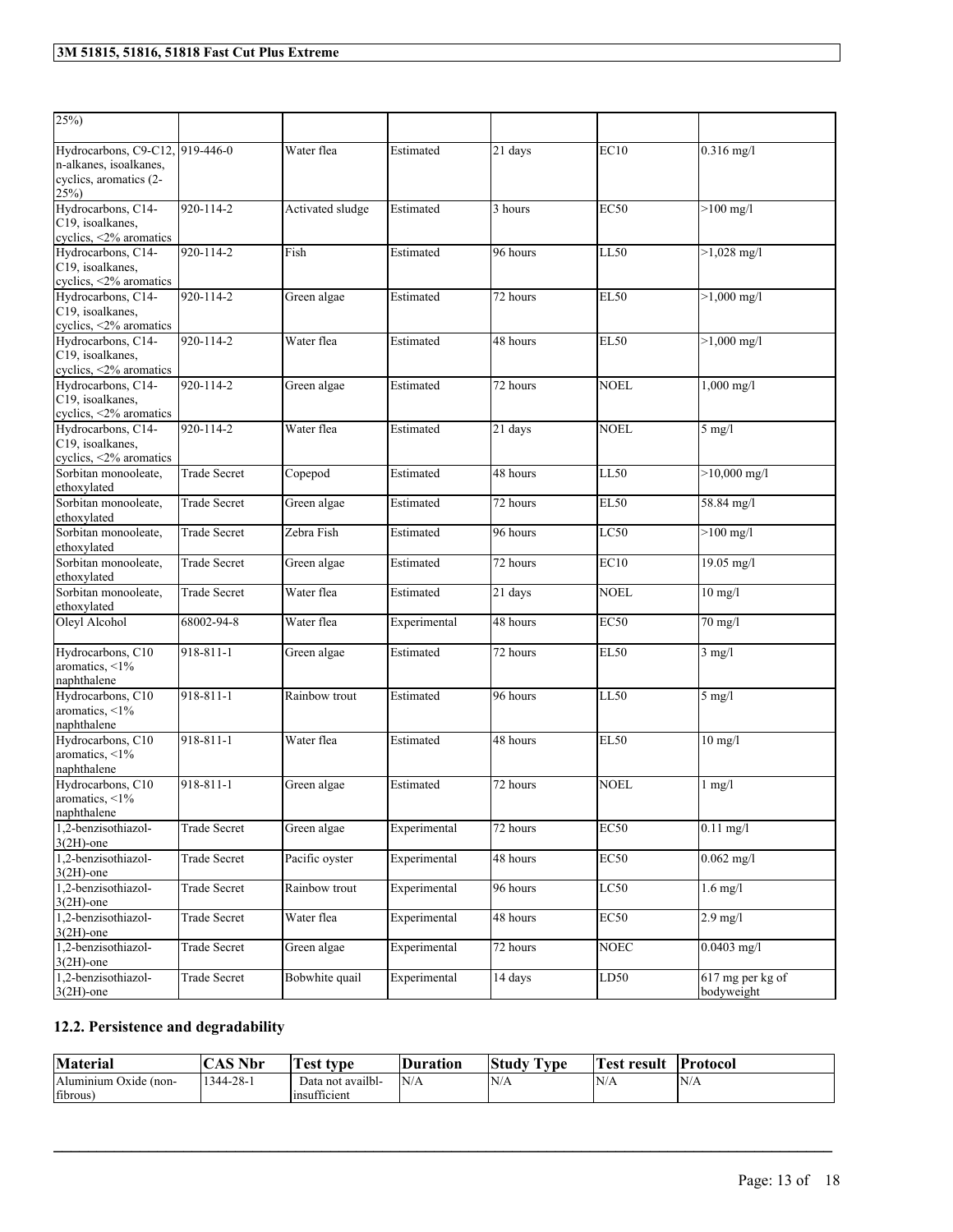| | | | | | | |
|---|---|---|---|---|---|---|
| 25%) | | | | | | |
| Hydrocarbons, C9-C12, n-alkanes, isoalkanes, cyclics, aromatics (2-25%) | 919-446-0 | Water flea | Estimated | 21 days | EC10 | 0.316 mg/l |
| Hydrocarbons, C14-C19, isoalkanes, cyclics, <2% aromatics | 920-114-2 | Activated sludge | Estimated | 3 hours | EC50 | >100 mg/l |
| Hydrocarbons, C14-C19, isoalkanes, cyclics, <2% aromatics | 920-114-2 | Fish | Estimated | 96 hours | LL50 | >1,028 mg/l |
| Hydrocarbons, C14-C19, isoalkanes, cyclics, <2% aromatics | 920-114-2 | Green algae | Estimated | 72 hours | EL50 | >1,000 mg/l |
| Hydrocarbons, C14-C19, isoalkanes, cyclics, <2% aromatics | 920-114-2 | Water flea | Estimated | 48 hours | EL50 | >1,000 mg/l |
| Hydrocarbons, C14-C19, isoalkanes, cyclics, <2% aromatics | 920-114-2 | Green algae | Estimated | 72 hours | NOEL | 1,000 mg/l |
| Hydrocarbons, C14-C19, isoalkanes, cyclics, <2% aromatics | 920-114-2 | Water flea | Estimated | 21 days | NOEL | 5 mg/l |
| Sorbitan monooleate, ethoxylated | Trade Secret | Copepod | Estimated | 48 hours | LL50 | >10,000 mg/l |
| Sorbitan monooleate, ethoxylated | Trade Secret | Green algae | Estimated | 72 hours | EL50 | 58.84 mg/l |
| Sorbitan monooleate, ethoxylated | Trade Secret | Zebra Fish | Estimated | 96 hours | LC50 | >100 mg/l |
| Sorbitan monooleate, ethoxylated | Trade Secret | Green algae | Estimated | 72 hours | EC10 | 19.05 mg/l |
| Sorbitan monooleate, ethoxylated | Trade Secret | Water flea | Estimated | 21 days | NOEL | 10 mg/l |
| Oleyl Alcohol | 68002-94-8 | Water flea | Experimental | 48 hours | EC50 | 70 mg/l |
| Hydrocarbons, C10 aromatics, <1% naphthalene | 918-811-1 | Green algae | Estimated | 72 hours | EL50 | 3 mg/l |
| Hydrocarbons, C10 aromatics, <1% naphthalene | 918-811-1 | Rainbow trout | Estimated | 96 hours | LL50 | 5 mg/l |
| Hydrocarbons, C10 aromatics, <1% naphthalene | 918-811-1 | Water flea | Estimated | 48 hours | EL50 | 10 mg/l |
| Hydrocarbons, C10 aromatics, <1% naphthalene | 918-811-1 | Green algae | Estimated | 72 hours | NOEL | 1 mg/l |
| 1,2-benzisothiazol-3(2H)-one | Trade Secret | Green algae | Experimental | 72 hours | EC50 | 0.11 mg/l |
| 1,2-benzisothiazol-3(2H)-one | Trade Secret | Pacific oyster | Experimental | 48 hours | EC50 | 0.062 mg/l |
| 1,2-benzisothiazol-3(2H)-one | Trade Secret | Rainbow trout | Experimental | 96 hours | LC50 | 1.6 mg/l |
| 1,2-benzisothiazol-3(2H)-one | Trade Secret | Water flea | Experimental | 48 hours | EC50 | 2.9 mg/l |
| 1,2-benzisothiazol-3(2H)-one | Trade Secret | Green algae | Experimental | 72 hours | NOEC | 0.0403 mg/l |
| 1,2-benzisothiazol-3(2H)-one | Trade Secret | Bobwhite quail | Experimental | 14 days | LD50 | 617 mg per kg of bodyweight |

## 12.2. Persistence and degradability

| Material | CAS Nbr | Test type | Duration | Study Type | Test result | Protocol |
|---|---|---|---|---|---|---|
| Aluminium Oxide (non-fibrous) | 1344-28-1 | Data not availbl-insufficient | N/A | N/A | N/A | N/A |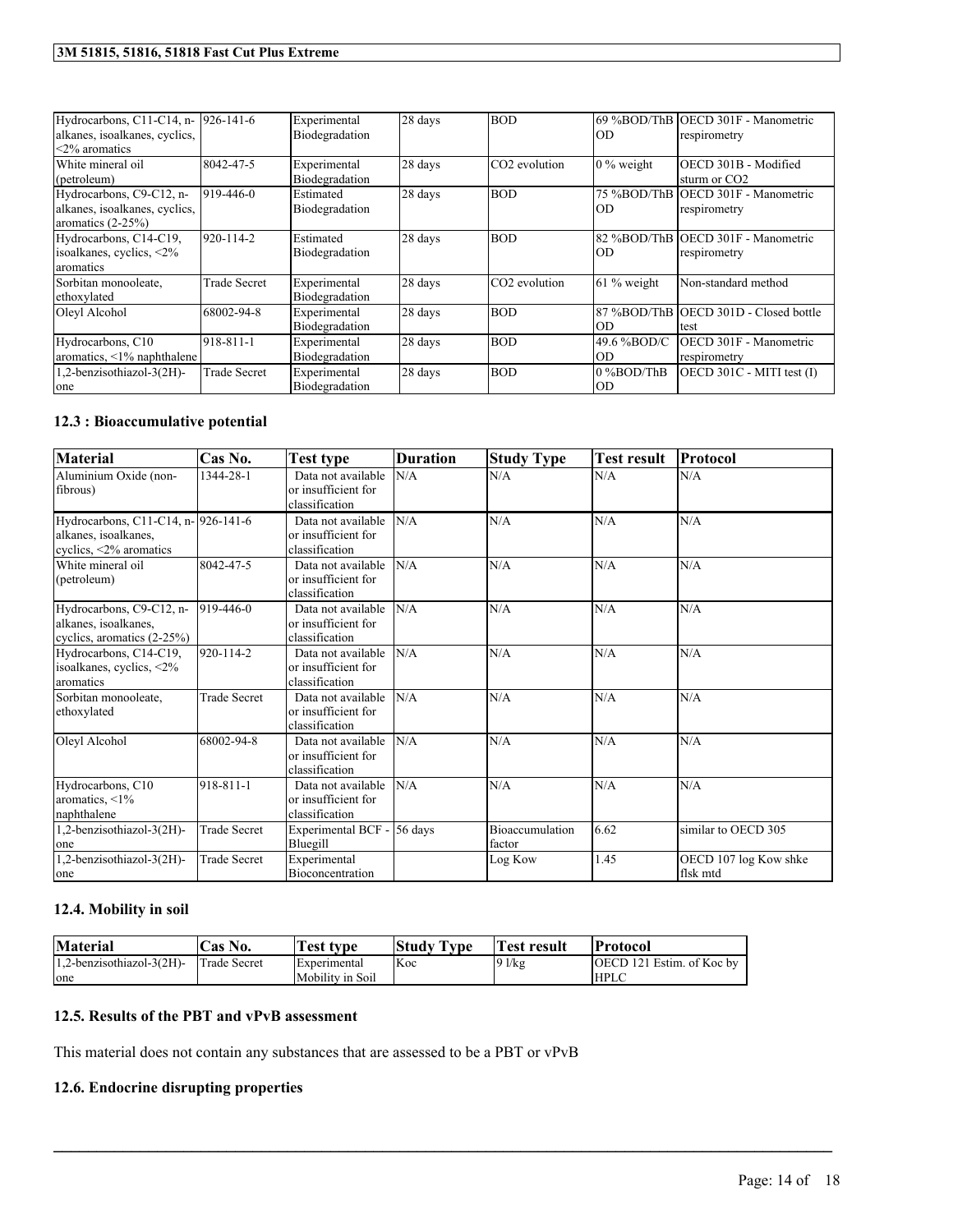| | | | | | | |
|---|---|---|---|---|---|---|
| Hydrocarbons, C11-C14, n-alkanes, isoalkanes, cyclics, <2% aromatics | 926-141-6 | Experimental Biodegradation | 28 days | BOD | 69 %BOD/ThBOD | OECD 301F - Manometric respirometry |
| White mineral oil (petroleum) | 8042-47-5 | Experimental Biodegradation | 28 days | $CO_2$ evolution | 0 % weight | OECD 301B - Modified sturm or $CO_2$ |
| Hydrocarbons, C9-C12, n-alkanes, isoalkanes, cyclics, aromatics (2-25%) | 919-446-0 | Estimated Biodegradation | 28 days | BOD | 75 %BOD/ThBOD | OECD 301F - Manometric respirometry |
| Hydrocarbons, C14-C19, isoalkanes, cyclics, <2% aromatics | 920-114-2 | Estimated Biodegradation | 28 days | BOD | 82 %BOD/ThBOD | OECD 301F - Manometric respirometry |
| Sorbitan monooleate, ethoxylated | Trade Secret | Experimental Biodegradation | 28 days | $CO_2$ evolution | 61 % weight | Non-standard method |
| Oleyl Alcohol | 68002-94-8 | Experimental Biodegradation | 28 days | BOD | 87 %BOD/ThBOD | OECD 301D - Closed bottle test |
| Hydrocarbons, C10 aromatics, <1% naphthalene | 918-811-1 | Experimental Biodegradation | 28 days | BOD | 49.6 %BOD/COD | OECD 301F - Manometric respirometry |
| 1,2-benzisothiazol-3(2H)-one | Trade Secret | Experimental Biodegradation | 28 days | BOD | 0 %BOD/ThBOD | OECD 301C - MITI test (I) |

## 12.3 : Bioaccumulative potential

| Material | Cas No. | Test type | Duration | Study Type | Test result | Protocol |
|---|---|---|---|---|---|---|
| Aluminium Oxide (non-fibrous) | 1344-28-1 | Data not available or insufficient for classification | N/A | N/A | N/A | N/A |
| Hydrocarbons, C11-C14, n-alkanes, isoalkanes, cyclics, <2% aromatics | 926-141-6 | Data not available or insufficient for classification | N/A | N/A | N/A | N/A |
| White mineral oil (petroleum) | 8042-47-5 | Data not available or insufficient for classification | N/A | N/A | N/A | N/A |
| Hydrocarbons, C9-C12, n-alkanes, isoalkanes, cyclics, aromatics (2-25%) | 919-446-0 | Data not available or insufficient for classification | N/A | N/A | N/A | N/A |
| Hydrocarbons, C14-C19, isoalkanes, cyclics, <2% aromatics | 920-114-2 | Data not available or insufficient for classification | N/A | N/A | N/A | N/A |
| Sorbitan monooleate, ethoxylated | Trade Secret | Data not available or insufficient for classification | N/A | N/A | N/A | N/A |
| Oleyl Alcohol | 68002-94-8 | Data not available or insufficient for classification | N/A | N/A | N/A | N/A |
| Hydrocarbons, C10 aromatics, <1% naphthalene | 918-811-1 | Data not available or insufficient for classification | N/A | N/A | N/A | N/A |
| 1,2-benzisothiazol-3(2H)-one | Trade Secret | Experimental BCF - Bluegill | 56 days | Bioaccumulation factor | 6.62 | similar to OECD 305 |
| 1,2-benzisothiazol-3(2H)-one | Trade Secret | Experimental Bioconcentration | | Log Kow | 1.45 | OECD 107 log Kow shke flsk mtd |

## 12.4. Mobility in soil

| Material | Cas No. | Test type | Study Type | Test result | Protocol |
|---|---|---|---|---|---|
| 1,2-benzisothiazol-3(2H)-one | Trade Secret | Experimental Mobility in Soil | Koc | 9 l/kg | OECD 121 Estim. of Koc by HPLC |

## 12.5. Results of the PBT and vPvB assessment

This material does not contain any substances that are assessed to be a PBT or vPvB

## 12.6. Endocrine disrupting properties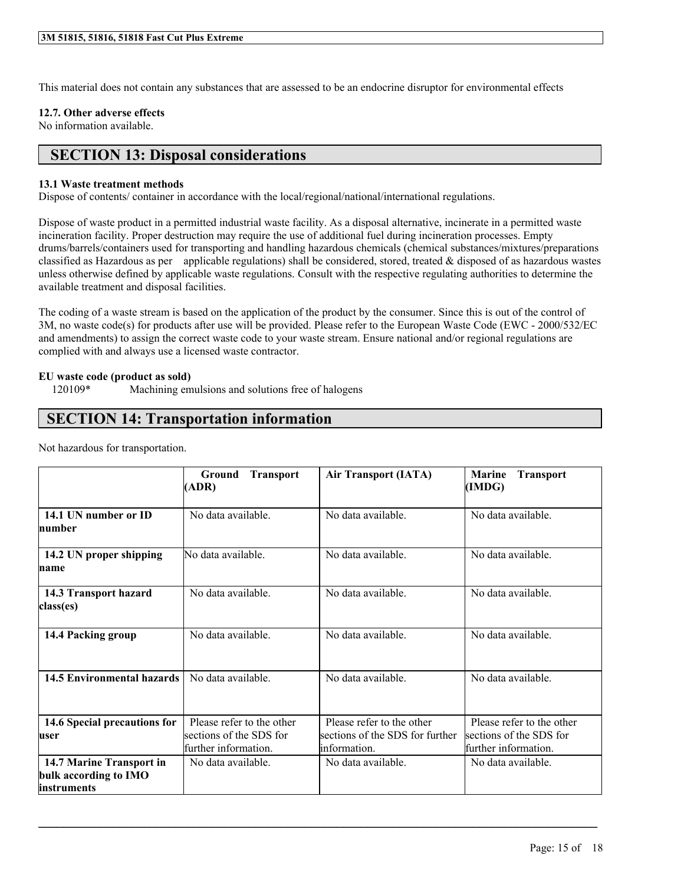This material does not contain any substances that are assessed to be an endocrine disruptor for environmental effects

**12.7. Other adverse effects**
No information available.

## SECTION 13: Disposal considerations

**13.1 Waste treatment methods**
Dispose of contents/ container in accordance with the local/regional/national/international regulations.

Dispose of waste product in a permitted industrial waste facility. As a disposal alternative, incinerate in a permitted waste incineration facility. Proper destruction may require the use of additional fuel during incineration processes. Empty drums/barrels/containers used for transporting and handling hazardous chemicals (chemical substances/mixtures/preparations classified as Hazardous as per applicable regulations) shall be considered, stored, treated & disposed of as hazardous wastes unless otherwise defined by applicable waste regulations. Consult with the respective regulating authorities to determine the available treatment and disposal facilities.

The coding of a waste stream is based on the application of the product by the consumer. Since this is out of the control of 3M, no waste code(s) for products after use will be provided. Please refer to the European Waste Code (EWC - 2000/532/EC and amendments) to assign the correct waste code to your waste stream. Ensure national and/or regional regulations are complied with and always use a licensed waste contractor.

**EU waste code (product as sold)**
120109* Machining emulsions and solutions free of halogens

## SECTION 14: Transportation information

Not hazardous for transportation.

| | Ground Transport (ADR) | Air Transport (IATA) | Marine Transport (IMDG) |
|---|---|---|---|
| **14.1 UN number or ID number** | No data available. | No data available. | No data available. |
| **14.2 UN proper shipping name** | No data available. | No data available. | No data available. |
| **14.3 Transport hazard class(es)** | No data available. | No data available. | No data available. |
| **14.4 Packing group** | No data available. | No data available. | No data available. |
| **14.5 Environmental hazards** | No data available. | No data available. | No data available. |
| **14.6 Special precautions for user** | Please refer to the other sections of the SDS for further information. | Please refer to the other sections of the SDS for further information. | Please refer to the other sections of the SDS for further information. |
| **14.7 Marine Transport in bulk according to IMO instruments** | No data available. | No data available. | No data available. |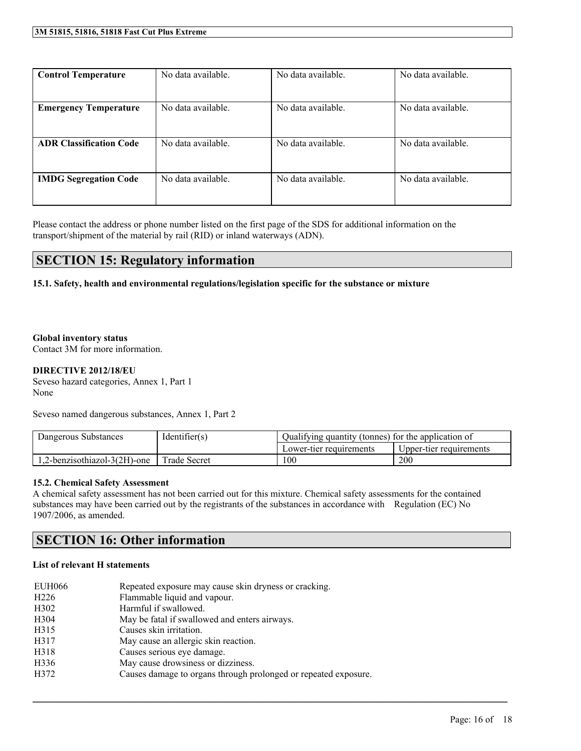| Control Temperature | No data available. | No data available. | No data available. |
| --- | --- | --- | --- |
| Emergency Temperature | No data available. | No data available. | No data available. |
| ADR Classification Code | No data available. | No data available. | No data available. |
| IMDG Segregation Code | No data available. | No data available. | No data available. |

Please contact the address or phone number listed on the first page of the SDS for additional information on the transport/shipment of the material by rail (RID) or inland waterways (ADN).

## SECTION 15: Regulatory information

### 15.1. Safety, health and environmental regulations/legislation specific for the substance or mixture

**Global inventory status**

Contact 3M for more information.

**DIRECTIVE 2012/18/EU**

Seveso hazard categories, Annex 1, Part 1

None

Seveso named dangerous substances, Annex 1, Part 2

| Dangerous Substances | Identifier(s) | Qualifying quantity (tonnes) for the application of | |
| --- | --- | --- | --- |
| | | Lower-tier requirements | Upper-tier requirements |
| 1,2-benzisothiazol-3(2H)-one | Trade Secret | 100 | 200 |

### 15.2. Chemical Safety Assessment

A chemical safety assessment has not been carried out for this mixture. Chemical safety assessments for the contained substances may have been carried out by the registrants of the substances in accordance with Regulation (EC) No 1907/2006, as amended.

## SECTION 16: Other information

**List of relevant H statements**

| | |
| --- | --- |
| EUH066 | Repeated exposure may cause skin dryness or cracking. |
| H226 | Flammable liquid and vapour. |
| H302 | Harmful if swallowed. |
| H304 | May be fatal if swallowed and enters airways. |
| H315 | Causes skin irritation. |
| H317 | May cause an allergic skin reaction. |
| H318 | Causes serious eye damage. |
| H336 | May cause drowsiness or dizziness. |
| H372 | Causes damage to organs through prolonged or repeated exposure. |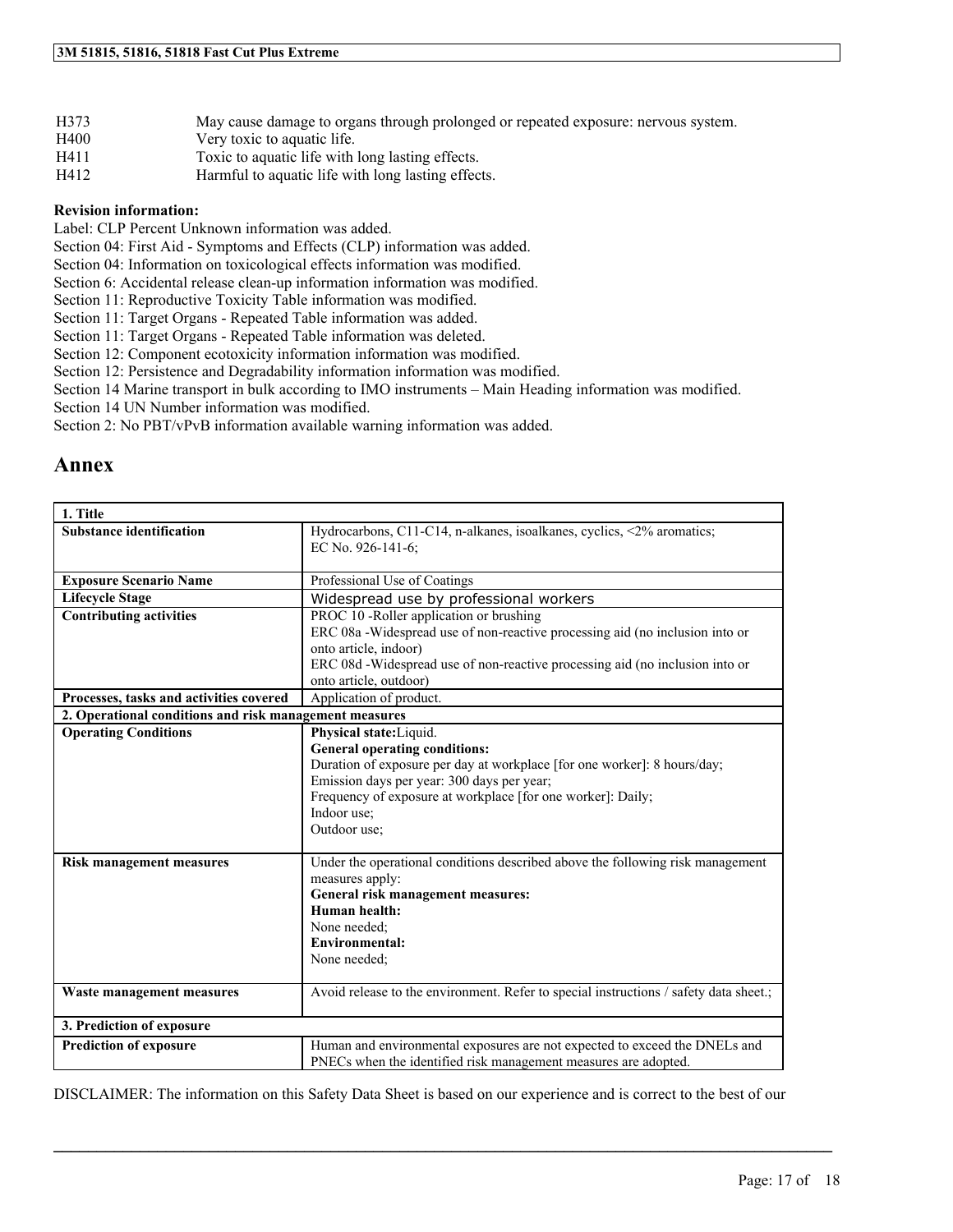| | |
|---|---|
| H373 | May cause damage to organs through prolonged or repeated exposure: nervous system. |
| H400 | Very toxic to aquatic life. |
| H411 | Toxic to aquatic life with long lasting effects. |
| H412 | Harmful to aquatic life with long lasting effects. |

**Revision information:**

Label: CLP Percent Unknown information was added.
Section 04: First Aid - Symptoms and Effects (CLP) information was added.
Section 04: Information on toxicological effects information was modified.
Section 6: Accidental release clean-up information information was modified.
Section 11: Reproductive Toxicity Table information was modified.
Section 11: Target Organs - Repeated Table information was added.
Section 11: Target Organs - Repeated Table information was deleted.
Section 12: Component ecotoxicity information information was modified.
Section 12: Persistence and Degradability information information was modified.
Section 14 Marine transport in bulk according to IMO instruments – Main Heading information was modified.
Section 14 UN Number information was modified.
Section 2: No PBT/vPvB information available warning information was added.

# Annex

| **1. Title** | |
|---|---|
| **Substance identification** | Hydrocarbons, C11-C14, n-alkanes, isoalkanes, cyclics, <2% aromatics; EC No. 926-141-6; |
| **Exposure Scenario Name** | Professional Use of Coatings |
| **Lifecycle Stage** | Widespread use by professional workers |
| **Contributing activities** | PROC 10 -Roller application or brushing<br>ERC 08a -Widespread use of non-reactive processing aid (no inclusion into or onto article, indoor)<br>ERC 08d -Widespread use of non-reactive processing aid (no inclusion into or onto article, outdoor) |
| **Processes, tasks and activities covered** | Application of product. |
| **2. Operational conditions and risk management measures** | |
| **Operating Conditions** | **Physical state:** Liquid.<br>**General operating conditions:**<br>Duration of exposure per day at workplace [for one worker]: 8 hours/day;<br>Emission days per year: 300 days per year;<br>Frequency of exposure at workplace [for one worker]: Daily;<br>Indoor use;<br>Outdoor use; |
| **Risk management measures** | Under the operational conditions described above the following risk management measures apply:<br>**General risk management measures:**<br>**Human health:**<br>None needed;<br>**Environmental:**<br>None needed; |
| **Waste management measures** | Avoid release to the environment. Refer to special instructions / safety data sheet.; |
| **3. Prediction of exposure** | |
| **Prediction of exposure** | Human and environmental exposures are not expected to exceed the DNELs and PNECs when the identified risk management measures are adopted. |

DISCLAIMER: The information on this Safety Data Sheet is based on our experience and is correct to the best of our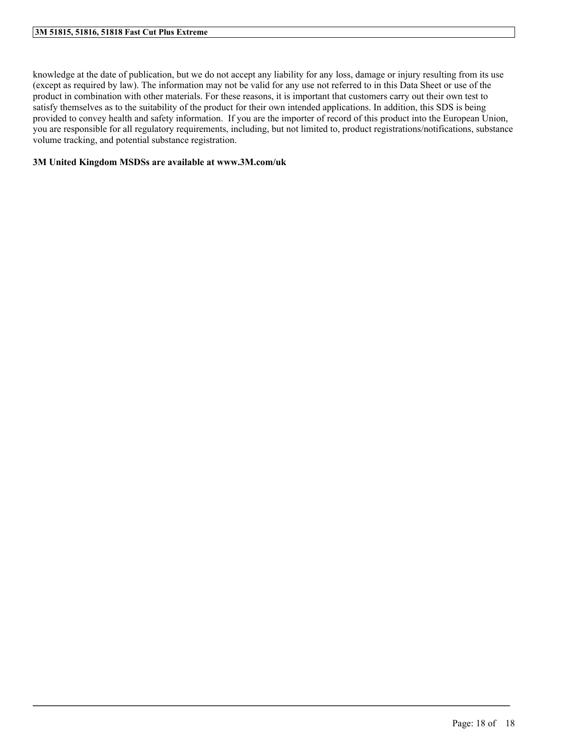knowledge at the date of publication, but we do not accept any liability for any loss, damage or injury resulting from its use (except as required by law). The information may not be valid for any use not referred to in this Data Sheet or use of the product in combination with other materials. For these reasons, it is important that customers carry out their own test to satisfy themselves as to the suitability of the product for their own intended applications. In addition, this SDS is being provided to convey health and safety information. If you are the importer of record of this product into the European Union, you are responsible for all regulatory requirements, including, but not limited to, product registrations/notifications, substance volume tracking, and potential substance registration.

**3M United Kingdom MSDSs are available at www.3M.com/uk**